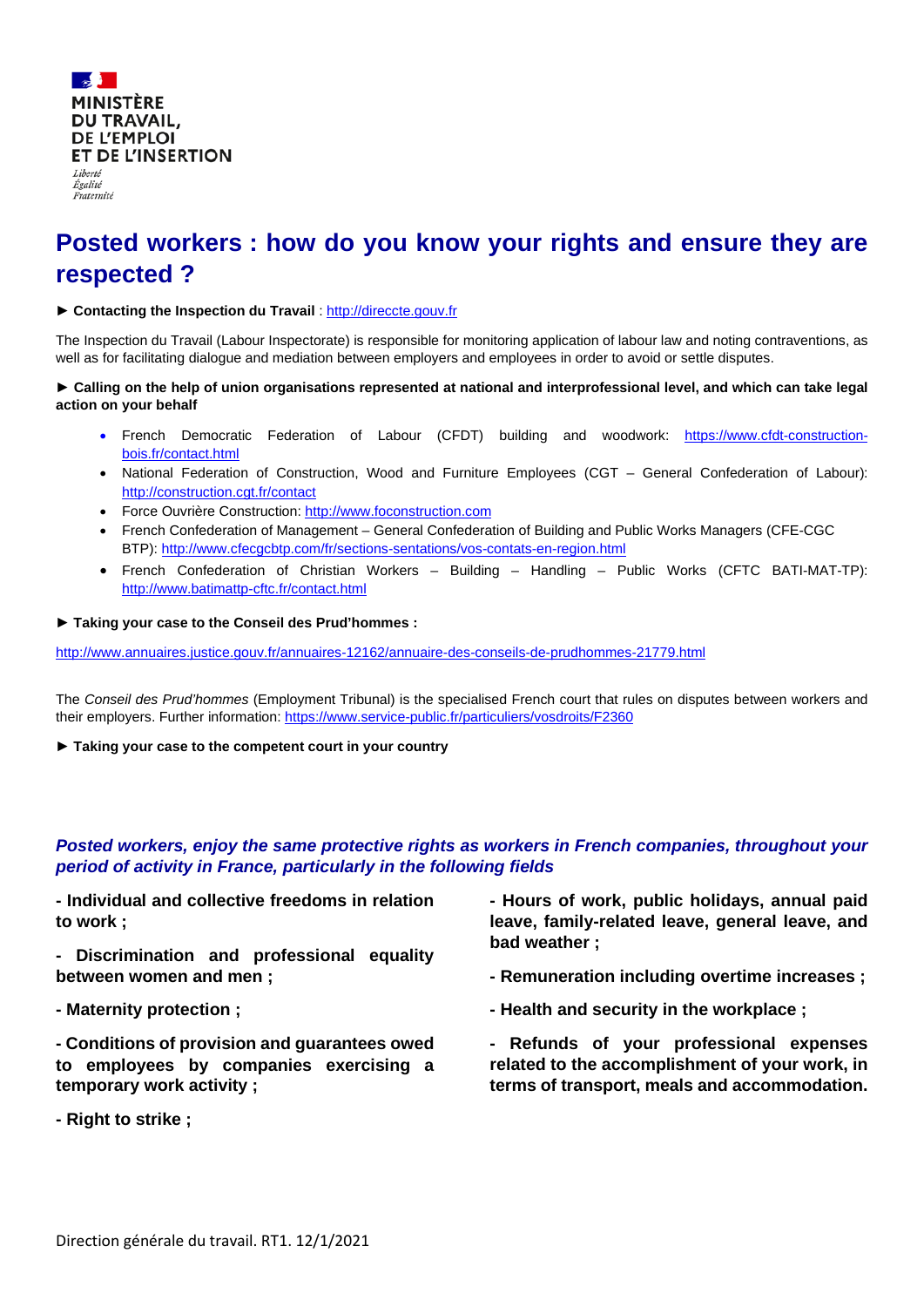**MINISTÈRE DU TRAVAIL, DE L'EMPLOI ET DE L'INSERTION**

*Liberté Égalité Fraternité*

# Posted workers : how do you know your rights and ensure they are respected ?

► **Contacting the Inspection du Travail** : http://direccte.gouv.fr

The Inspection du Travail (Labour Inspectorate) is responsible for monitoring application of labour law and noting contraventions, as well as for facilitating dialogue and mediation between employers and employees in order to avoid or settle disputes.

► **Calling on the help of union organisations represented at national and interprofessional level, and which can take legal action on your behalf**

- French Democratic Federation of Labour (CFDT) building and woodwork: https://www.cfdt-construction-bois.fr/contact.html
- National Federation of Construction, Wood and Furniture Employees (CGT – General Confederation of Labour): http://construction.cgt.fr/contact
- Force Ouvrière Construction: http://www.foconstruction.com
- French Confederation of Management – General Confederation of Building and Public Works Managers (CFE-CGC BTP): http://www.cfecgcbtp.com/fr/sections-sentations/vos-contats-en-region.html
- French Confederation of Christian Workers – Building – Handling – Public Works (CFTC BATI-MAT-TP): http://www.batimattp-cftc.fr/contact.html

► **Taking your case to the Conseil des Prud'hommes :**

http://www.annuaires.justice.gouv.fr/annuaires-12162/annuaire-des-conseils-de-prudhommes-21779.html

The *Conseil des Prud'hommes* (Employment Tribunal) is the specialised French court that rules on disputes between workers and their employers. Further information: https://www.service-public.fr/particuliers/vosdroits/F2360

► **Taking your case to the competent court in your country**

***Posted workers, enjoy the same protective rights as workers in French companies, throughout your period of activity in France, particularly in the following fields***

**- Individual and collective freedoms in relation to work ;**

**- Discrimination and professional equality between women and men ;**

**- Maternity protection ;**

**- Conditions of provision and guarantees owed to employees by companies exercising a temporary work activity ;**

**- Right to strike ;**

**- Hours of work, public holidays, annual paid leave, family-related leave, general leave, and bad weather ;**

**- Remuneration including overtime increases ;**

**- Health and security in the workplace ;**

**- Refunds of your professional expenses related to the accomplishment of your work, in terms of transport, meals and accommodation.**

Direction générale du travail. RT1. 12/1/2021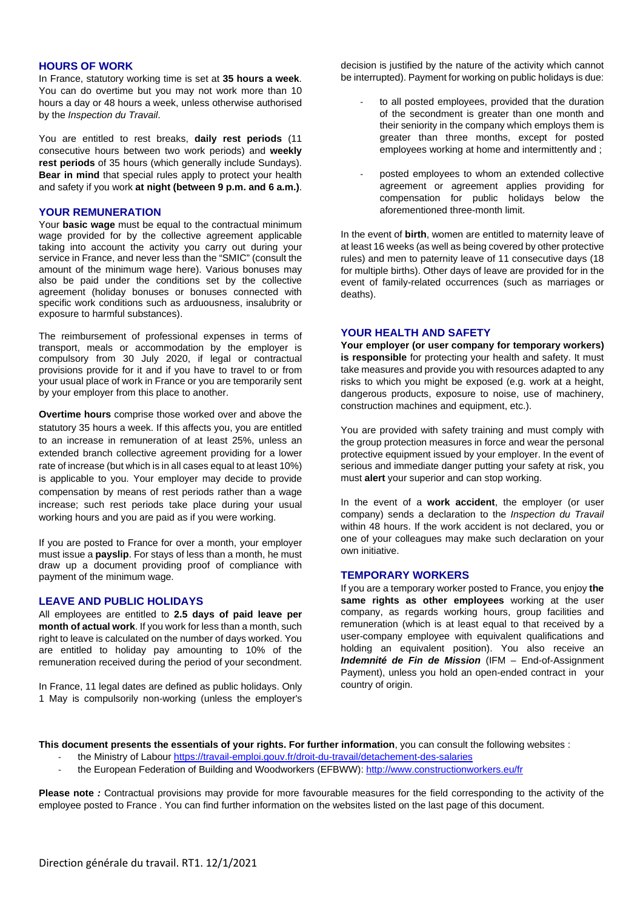## HOURS OF WORK

In France, statutory working time is set at **35 hours a week**. You can do overtime but you may not work more than 10 hours a day or 48 hours a week, unless otherwise authorised by the *Inspection du Travail*.

You are entitled to rest breaks, **daily rest periods** (11 consecutive hours between two work periods) and **weekly rest periods** of 35 hours (which generally include Sundays). **Bear in mind** that special rules apply to protect your health and safety if you work **at night (between 9 p.m. and 6 a.m.)**.

## YOUR REMUNERATION

Your **basic wage** must be equal to the contractual minimum wage provided for by the collective agreement applicable taking into account the activity you carry out during your service in France, and never less than the "SMIC" (consult the amount of the minimum wage here). Various bonuses may also be paid under the conditions set by the collective agreement (holiday bonuses or bonuses connected with specific work conditions such as arduousness, insalubrity or exposure to harmful substances).

The reimbursement of professional expenses in terms of transport, meals or accommodation by the employer is compulsory from 30 July 2020, if legal or contractual provisions provide for it and if you have to travel to or from your usual place of work in France or you are temporarily sent by your employer from this place to another.

**Overtime hours** comprise those worked over and above the statutory 35 hours a week. If this affects you, you are entitled to an increase in remuneration of at least 25%, unless an extended branch collective agreement providing for a lower rate of increase (but which is in all cases equal to at least 10%) is applicable to you. Your employer may decide to provide compensation by means of rest periods rather than a wage increase; such rest periods take place during your usual working hours and you are paid as if you were working.

If you are posted to France for over a month, your employer must issue a **payslip**. For stays of less than a month, he must draw up a document providing proof of compliance with payment of the minimum wage.

## LEAVE AND PUBLIC HOLIDAYS

All employees are entitled to **2.5 days of paid leave per month of actual work**. If you work for less than a month, such right to leave is calculated on the number of days worked. You are entitled to holiday pay amounting to 10% of the remuneration received during the period of your secondment.

In France, 11 legal dates are defined as public holidays. Only 1 May is compulsorily non-working (unless the employer's decision is justified by the nature of the activity which cannot be interrupted). Payment for working on public holidays is due:

- to all posted employees, provided that the duration of the secondment is greater than one month and their seniority in the company which employs them is greater than three months, except for posted employees working at home and intermittently and ;
- posted employees to whom an extended collective agreement or agreement applies providing for compensation for public holidays below the aforementioned three-month limit.

In the event of **birth**, women are entitled to maternity leave of at least 16 weeks (as well as being covered by other protective rules) and men to paternity leave of 11 consecutive days (18 for multiple births). Other days of leave are provided for in the event of family-related occurrences (such as marriages or deaths).

## YOUR HEALTH AND SAFETY

**Your employer (or user company for temporary workers) is responsible** for protecting your health and safety. It must take measures and provide you with resources adapted to any risks to which you might be exposed (e.g. work at a height, dangerous products, exposure to noise, use of machinery, construction machines and equipment, etc.).

You are provided with safety training and must comply with the group protection measures in force and wear the personal protective equipment issued by your employer. In the event of serious and immediate danger putting your safety at risk, you must **alert** your superior and can stop working.

In the event of a **work accident**, the employer (or user company) sends a declaration to the *Inspection du Travail* within 48 hours. If the work accident is not declared, you or one of your colleagues may make such declaration on your own initiative.

## TEMPORARY WORKERS

If you are a temporary worker posted to France, you enjoy **the same rights as other employees** working at the user company, as regards working hours, group facilities and remuneration (which is at least equal to that received by a user-company employee with equivalent qualifications and holding an equivalent position). You also receive an ***Indemnité de Fin de Mission*** (IFM – End-of-Assignment Payment), unless you hold an open-ended contract in your country of origin.

**This document presents the essentials of your rights. For further information**, you can consult the following websites :

- the Ministry of Labour https://travail-emploi.gouv.fr/droit-du-travail/detachement-des-salaries
- the European Federation of Building and Woodworkers (EFBWW): http://www.constructionworkers.eu/fr

**Please note** *:* Contractual provisions may provide for more favourable measures for the field corresponding to the activity of the employee posted to France . You can find further information on the websites listed on the last page of this document.

Direction générale du travail. RT1. 12/1/2021